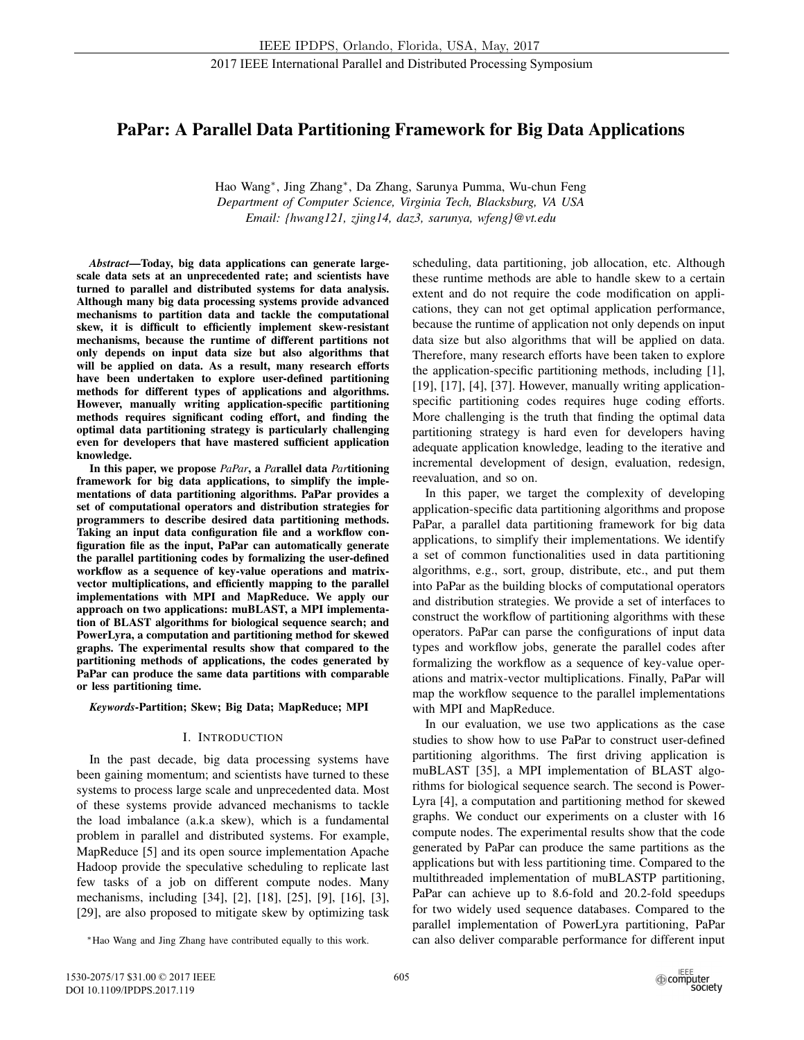# PaPar: A Parallel Data Partitioning Framework for Big Data Applications

Hao Wang*, Jing Zhang*, Da Zhang, Sarunya Pumma, Wu-chun Feng

*Department of Computer Science, Virginia Tech, Blacksburg, VA USA*

*Email: {hwang121, zjing14, daz3, sarunya, wfeng}@vt.edu*

***Abstract*—Today, big data applications can generate large-scale data sets at an unprecedented rate; and scientists have turned to parallel and distributed systems for data analysis. Although many big data processing systems provide advanced mechanisms to partition data and tackle the computational skew, it is difficult to efficiently implement skew-resistant mechanisms, because the runtime of different partitions not only depends on input data size but also algorithms that will be applied on data. As a result, many research efforts have been undertaken to explore user-defined partitioning methods for different types of applications and algorithms. However, manually writing application-specific partitioning methods requires significant coding effort, and finding the optimal data partitioning strategy is particularly challenging even for developers that have mastered sufficient application knowledge.**

**In this paper, we propose *PaPar*, a *Pa*rallel data *Par*titioning framework for big data applications, to simplify the implementations of data partitioning algorithms. PaPar provides a set of computational operators and distribution strategies for programmers to describe desired data partitioning methods. Taking an input data configuration file and a workflow configuration file as the input, PaPar can automatically generate the parallel partitioning codes by formalizing the user-defined workflow as a sequence of key-value operations and matrix-vector multiplications, and efficiently mapping to the parallel implementations with MPI and MapReduce. We apply our approach on two applications: muBLAST, a MPI implementation of BLAST algorithms for biological sequence search; and PowerLyra, a computation and partitioning method for skewed graphs. The experimental results show that compared to the partitioning methods of applications, the codes generated by PaPar can produce the same data partitions with comparable or less partitioning time.**

***Keywords*-Partition; Skew; Big Data; MapReduce; MPI**

## I. Introduction

In the past decade, big data processing systems have been gaining momentum; and scientists have turned to these systems to process large scale and unprecedented data. Most of these systems provide advanced mechanisms to tackle the load imbalance (a.k.a skew), which is a fundamental problem in parallel and distributed systems. For example, MapReduce [5] and its open source implementation Apache Hadoop provide the speculative scheduling to replicate last few tasks of a job on different compute nodes. Many mechanisms, including [34], [2], [18], [25], [9], [16], [3], [29], are also proposed to mitigate skew by optimizing task scheduling, data partitioning, job allocation, etc. Although these runtime methods are able to handle skew to a certain extent and do not require the code modification on applications, they can not get optimal application performance, because the runtime of application not only depends on input data size but also algorithms that will be applied on data. Therefore, many research efforts have been taken to explore the application-specific partitioning methods, including [1], [19], [17], [4], [37]. However, manually writing application-specific partitioning codes requires huge coding efforts. More challenging is the truth that finding the optimal data partitioning strategy is hard even for developers having adequate application knowledge, leading to the iterative and incremental development of design, evaluation, redesign, reevaluation, and so on.

In this paper, we target the complexity of developing application-specific data partitioning algorithms and propose PaPar, a parallel data partitioning framework for big data applications, to simplify their implementations. We identify a set of common functionalities used in data partitioning algorithms, e.g., sort, group, distribute, etc., and put them into PaPar as the building blocks of computational operators and distribution strategies. We provide a set of interfaces to construct the workflow of partitioning algorithms with these operators. PaPar can parse the configurations of input data types and workflow jobs, generate the parallel codes after formalizing the workflow as a sequence of key-value operations and matrix-vector multiplications. Finally, PaPar will map the workflow sequence to the parallel implementations with MPI and MapReduce.

In our evaluation, we use two applications as the case studies to show how to use PaPar to construct user-defined partitioning algorithms. The first driving application is muBLAST [35], a MPI implementation of BLAST algorithms for biological sequence search. The second is PowerLyra [4], a computation and partitioning method for skewed graphs. We conduct our experiments on a cluster with 16 compute nodes. The experimental results show that the code generated by PaPar can produce the same partitions as the applications but with less partitioning time. Compared to the multithreaded implementation of muBLASTP partitioning, PaPar can achieve up to 8.6-fold and 20.2-fold speedups for two widely used sequence databases. Compared to the parallel implementation of PowerLyra partitioning, PaPar can also deliver comparable performance for different input

*Hao Wang and Jing Zhang have contributed equally to this work.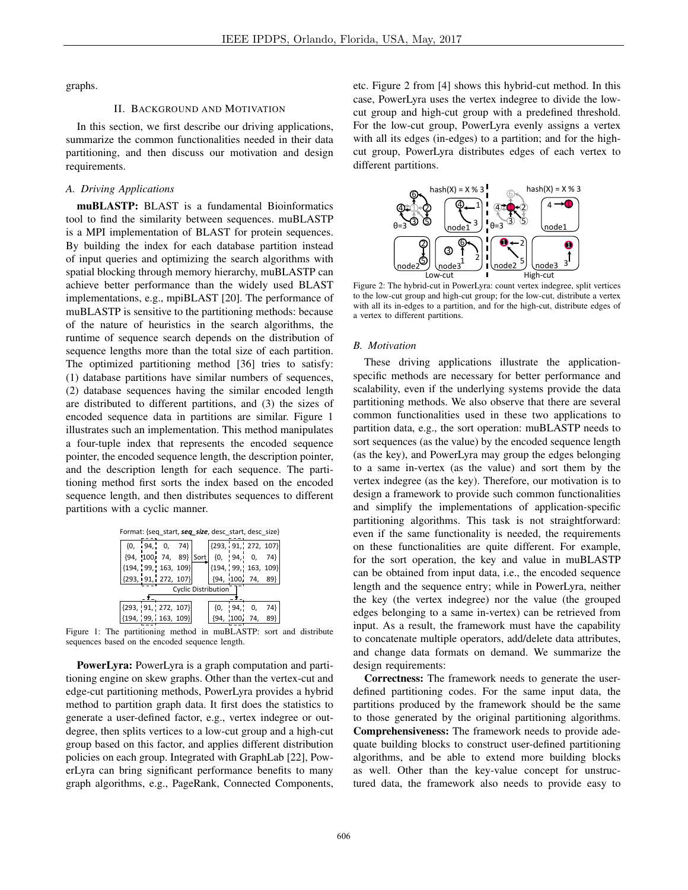graphs.

## II. Background and Motivation

In this section, we first describe our driving applications, summarize the common functionalities needed in their data partitioning, and then discuss our motivation and design requirements.

### A. Driving Applications

**muBLASTP:** BLAST is a fundamental Bioinformatics tool to find the similarity between sequences. muBLASTP is a MPI implementation of BLAST for protein sequences. By building the index for each database partition instead of input queries and optimizing the search algorithms with spatial blocking through memory hierarchy, muBLASTP can achieve better performance than the widely used BLAST implementations, e.g., mpiBLAST [20]. The performance of muBLASTP is sensitive to the partitioning methods: because of the nature of heuristics in the search algorithms, the runtime of sequence search depends on the distribution of sequence lengths more than the total size of each partition. The optimized partitioning method [36] tries to satisfy: (1) database partitions have similar numbers of sequences, (2) database sequences having the similar encoded length are distributed to different partitions, and (3) the sizes of encoded sequence data in partitions are similar. Figure 1 illustrates such an implementation. This method manipulates a four-tuple index that represents the encoded sequence pointer, the encoded sequence length, the description pointer, and the description length for each sequence. The partitioning method first sorts the index based on the encoded sequence length, and then distributes sequences to different partitions with a cyclic manner.

Format: {seq_start, ***seq_size***, desc_start, desc_size}

{0, 94, 0, 74}
{94, 100, 74, 89}
{194, 99, 163, 109}
{293, 91, 272, 107}

Sort

{293, 91, 272, 107}
{0, 94, 0, 74}
{194, 99, 163, 109}
{94, 100, 74, 89}

Cyclic Distribution

{293, 91, 272, 107}
{194, 99, 163, 109}

{0, 94, 0, 74}
{94, 100, 74, 89}

Figure 1: The partitioning method in muBLASTP: sort and distribute sequences based on the encoded sequence length.

**PowerLyra:** PowerLyra is a graph computation and partitioning engine on skew graphs. Other than the vertex-cut and edge-cut partitioning methods, PowerLyra provides a hybrid method to partition graph data. It first does the statistics to generate a user-defined factor, e.g., vertex indegree or outdegree, then splits vertices to a low-cut group and a high-cut group based on this factor, and applies different distribution policies on each group. Integrated with GraphLab [22], PowerLyra can bring significant performance benefits to many graph algorithms, e.g., PageRank, Connected Components, etc. Figure 2 from [4] shows this hybrid-cut method. In this case, PowerLyra uses the vertex indegree to divide the low-cut group and high-cut group with a predefined threshold. For the low-cut group, PowerLyra evenly assigns a vertex with all its edges (in-edges) to a partition; and for the high-cut group, PowerLyra distributes edges of each vertex to different partitions.

hash(X) = X % 3
θ=3
node1
node2
node3
Low-cut

hash(X) = X % 3
θ=3
node1
node2
node3
High-cut

Figure 2: The hybrid-cut in PowerLyra: count vertex indegree, split vertices to the low-cut group and high-cut group; for the low-cut, distribute a vertex with all its in-edges to a partition, and for the high-cut, distribute edges of a vertex to different partitions.

### B. Motivation

These driving applications illustrate the application-specific methods are necessary for better performance and scalability, even if the underlying systems provide the data partitioning methods. We also observe that there are several common functionalities used in these two applications to partition data, e.g., the sort operation: muBLASTP needs to sort sequences (as the value) by the encoded sequence length (as the key), and PowerLyra may group the edges belonging to a same in-vertex (as the value) and sort them by the vertex indegree (as the key). Therefore, our motivation is to design a framework to provide such common functionalities and simplify the implementations of application-specific partitioning algorithms. This task is not straightforward: even if the same functionality is needed, the requirements on these functionalities are quite different. For example, for the sort operation, the key and value in muBLASTP can be obtained from input data, i.e., the encoded sequence length and the sequence entry; while in PowerLyra, neither the key (the vertex indegree) nor the value (the grouped edges belonging to a same in-vertex) can be retrieved from input. As a result, the framework must have the capability to concatenate multiple operators, add/delete data attributes, and change data formats on demand. We summarize the design requirements:

**Correctness:** The framework needs to generate the user-defined partitioning codes. For the same input data, the partitions produced by the framework should be the same to those generated by the original partitioning algorithms.

**Comprehensiveness:** The framework needs to provide adequate building blocks to construct user-defined partitioning algorithms, and be able to extend more building blocks as well. Other than the key-value concept for unstructured data, the framework also needs to provide easy to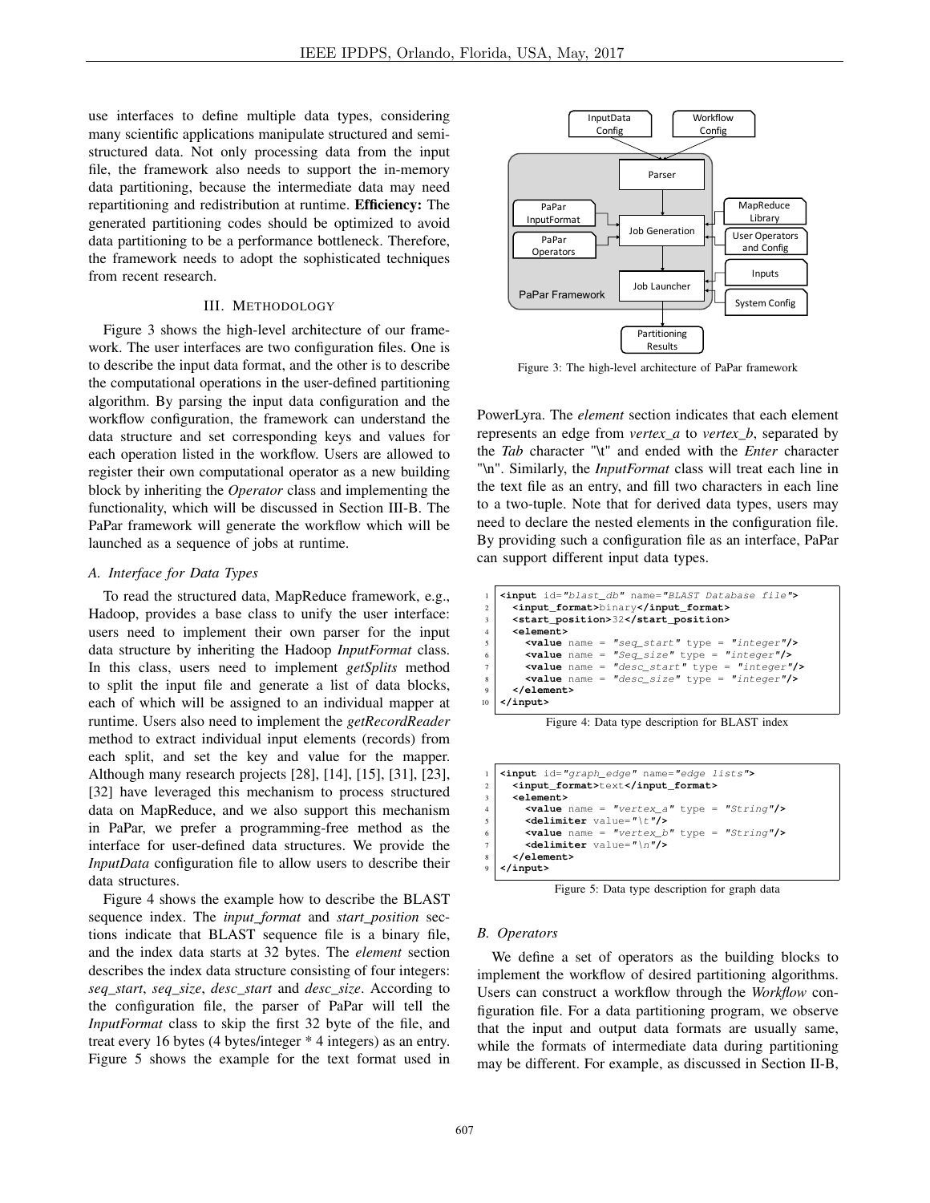use interfaces to define multiple data types, considering many scientific applications manipulate structured and semi-structured data. Not only processing data from the input file, the framework also needs to support the in-memory data partitioning, because the intermediate data may need repartitioning and redistribution at runtime. **Efficiency:** The generated partitioning codes should be optimized to avoid data partitioning to be a performance bottleneck. Therefore, the framework needs to adopt the sophisticated techniques from recent research.

## III. Methodology

Figure 3 shows the high-level architecture of our framework. The user interfaces are two configuration files. One is to describe the input data format, and the other is to describe the computational operations in the user-defined partitioning algorithm. By parsing the input data configuration and the workflow configuration, the framework can understand the data structure and set corresponding keys and values for each operation listed in the workflow. Users are allowed to register their own computational operator as a new building block by inheriting the *Operator* class and implementing the functionality, which will be discussed in Section III-B. The PaPar framework will generate the workflow which will be launched as a sequence of jobs at runtime.

Figure 3: The high-level architecture of PaPar framework

### A. Interface for Data Types

To read the structured data, MapReduce framework, e.g., Hadoop, provides a base class to unify the user interface: users need to implement their own parser for the input data structure by inheriting the Hadoop *InputFormat* class. In this class, users need to implement *getSplits* method to split the input file and generate a list of data blocks, each of which will be assigned to an individual mapper at runtime. Users also need to implement the *getRecordReader* method to extract individual input elements (records) from each split, and set the key and value for the mapper. Although many research projects [28], [14], [15], [31], [23], [32] have leveraged this mechanism to process structured data on MapReduce, and we also support this mechanism in PaPar, we prefer a programming-free method as the interface for user-defined data structures. We provide the *InputData* configuration file to allow users to describe their data structures.

Figure 4 shows the example how to describe the BLAST sequence index. The *input_format* and *start_position* sections indicate that BLAST sequence file is a binary file, and the index data starts at 32 bytes. The *element* section describes the index data structure consisting of four integers: *seq_start*, *seq_size*, *desc_start* and *desc_size*. According to the configuration file, the parser of PaPar will tell the *InputFormat* class to skip the first 32 byte of the file, and treat every 16 bytes (4 bytes/integer * 4 integers) as an entry. Figure 5 shows the example for the text format used in PowerLyra. The *element* section indicates that each element represents an edge from *vertex_a* to *vertex_b*, separated by the *Tab* character "\t" and ended with the *Enter* character "\n". Similarly, the *InputFormat* class will treat each line in the text file as an entry, and fill two characters in each line to a two-tuple. Note that for derived data types, users may need to declare the nested elements in the configuration file. By providing such a configuration file as an interface, PaPar can support different input data types.

```
1  <input id="blast_db" name="BLAST Database file">
2    <input_format>binary</input_format>
3    <start_position>32</start_position>
4    <element>
5      <value name = "seq_start" type = "integer"/>
6      <value name = "Seq_size" type = "integer"/>
7      <value name = "desc_start" type = "integer"/>
8      <value name = "desc_size" type = "integer"/>
9    </element>
10 </input>
```

Figure 4: Data type description for BLAST index

```
1  <input id="graph_edge" name="edge lists">
2    <input_format>text</input_format>
3    <element>
4      <value name = "vertex_a" type = "String"/>
5      <delimiter value="\t"/>
6      <value name = "vertex_b" type = "String"/>
7      <delimiter value="\n"/>
8    </element>
9  </input>
```

Figure 5: Data type description for graph data

### B. Operators

We define a set of operators as the building blocks to implement the workflow of desired partitioning algorithms. Users can construct a workflow through the *Workflow* configuration file. For a data partitioning program, we observe that the input and output data formats are usually same, while the formats of intermediate data during partitioning may be different. For example, as discussed in Section II-B,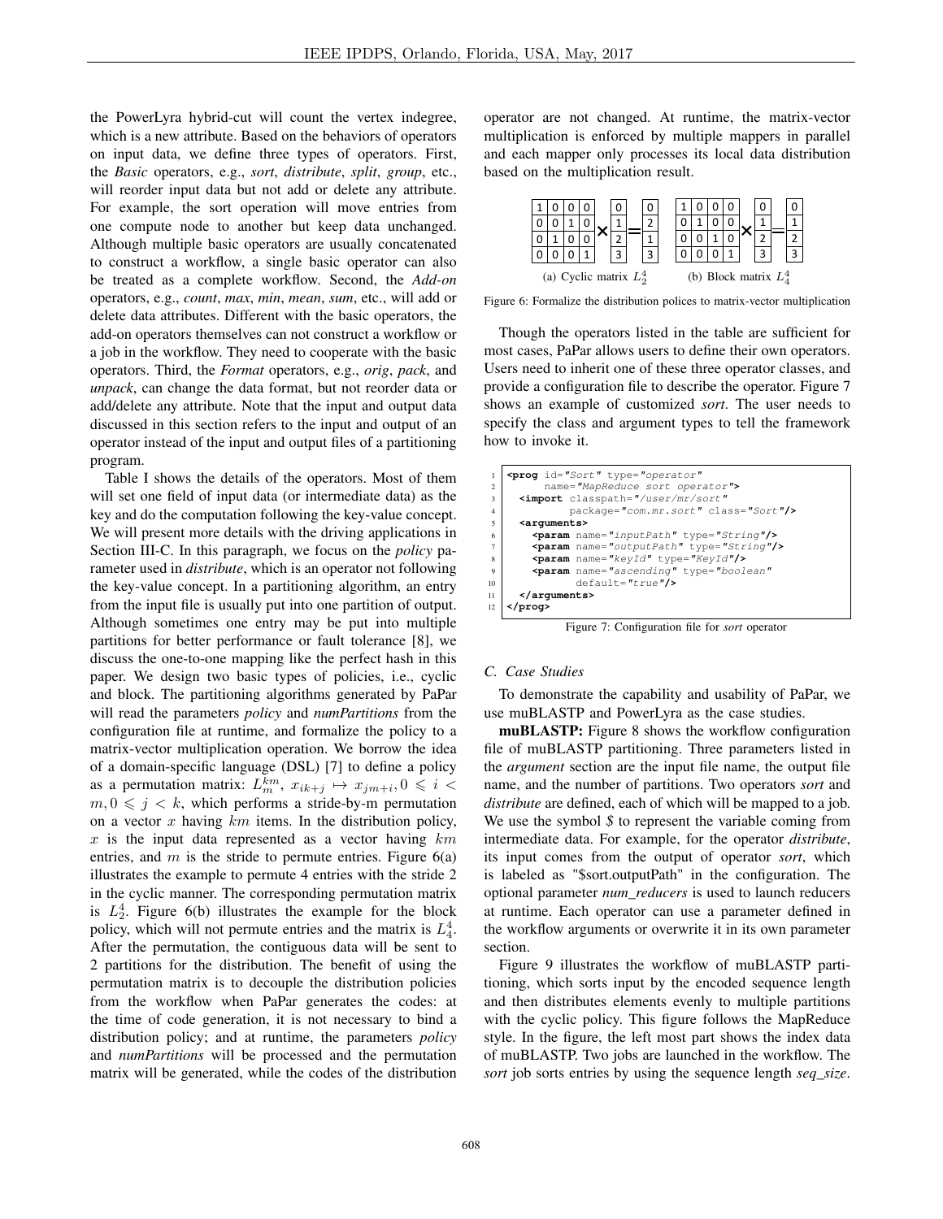the PowerLyra hybrid-cut will count the vertex indegree, which is a new attribute. Based on the behaviors of operators on input data, we define three types of operators. First, the *Basic* operators, e.g., *sort*, *distribute*, *split*, *group*, etc., will reorder input data but not add or delete any attribute. For example, the sort operation will move entries from one compute node to another but keep data unchanged. Although multiple basic operators are usually concatenated to construct a workflow, a single basic operator can also be treated as a complete workflow. Second, the *Add-on* operators, e.g., *count*, *max*, *min*, *mean*, *sum*, etc., will add or delete data attributes. Different with the basic operators, the add-on operators themselves can not construct a workflow or a job in the workflow. They need to cooperate with the basic operators. Third, the *Format* operators, e.g., *orig*, *pack*, and *unpack*, can change the data format, but not reorder data or add/delete any attribute. Note that the input and output data discussed in this section refers to the input and output of an operator instead of the input and output files of a partitioning program.

Table I shows the details of the operators. Most of them will set one field of input data (or intermediate data) as the key and do the computation following the key-value concept. We will present more details with the driving applications in Section III-C. In this paragraph, we focus on the *policy* parameter used in *distribute*, which is an operator not following the key-value concept. In a partitioning algorithm, an entry from the input file is usually put into one partition of output. Although sometimes one entry may be put into multiple partitions for better performance or fault tolerance [8], we discuss the one-to-one mapping like the perfect hash in this paper. We design two basic types of policies, i.e., cyclic and block. The partitioning algorithms generated by PaPar will read the parameters *policy* and *numPartitions* from the configuration file at runtime, and formalize the policy to a matrix-vector multiplication operation. We borrow the idea of a domain-specific language (DSL) [7] to define a policy as a permutation matrix: $L_m^{km}$, $x_{ik+j} \mapsto x_{jm+i}, 0 \leqslant i < m, 0 \leqslant j < k$, which performs a stride-by-m permutation on a vector $x$ having $km$ items. In the distribution policy, $x$ is the input data represented as a vector having $km$ entries, and $m$ is the stride to permute entries. Figure 6(a) illustrates the example to permute 4 entries with the stride 2 in the cyclic manner. The corresponding permutation matrix is $L_2^4$. Figure 6(b) illustrates the example for the block policy, which will not permute entries and the matrix is $L_4^4$. After the permutation, the contiguous data will be sent to 2 partitions for the distribution. The benefit of using the permutation matrix is to decouple the distribution policies from the workflow when PaPar generates the codes: at the time of code generation, it is not necessary to bind a distribution policy; and at runtime, the parameters *policy* and *numPartitions* will be processed and the permutation matrix will be generated, while the codes of the distribution operator are not changed. At runtime, the matrix-vector multiplication is enforced by multiple mappers in parallel and each mapper only processes its local data distribution based on the multiplication result.

$$
\begin{bmatrix} 1 & 0 & 0 & 0 \\ 0 & 0 & 1 & 0 \\ 0 & 1 & 0 & 0 \\ 0 & 0 & 0 & 1 \end{bmatrix} \times \begin{bmatrix} 0 \\ 1 \\ 2 \\ 3 \end{bmatrix} = \begin{bmatrix} 0 \\ 2 \\ 1 \\ 3 \end{bmatrix}
\qquad
\begin{bmatrix} 1 & 0 & 0 & 0 \\ 0 & 1 & 0 & 0 \\ 0 & 0 & 1 & 0 \\ 0 & 0 & 0 & 1 \end{bmatrix} \times \begin{bmatrix} 0 \\ 1 \\ 2 \\ 3 \end{bmatrix} = \begin{bmatrix} 0 \\ 1 \\ 2 \\ 3 \end{bmatrix}
$$

(a) Cyclic matrix $L_2^4$ (b) Block matrix $L_4^4$

Figure 6: Formalize the distribution polices to matrix-vector multiplication

Though the operators listed in the table are sufficient for most cases, PaPar allows users to define their own operators. Users need to inherit one of these three operator classes, and provide a configuration file to describe the operator. Figure 7 shows an example of customized *sort*. The user needs to specify the class and argument types to tell the framework how to invoke it.

```
1  <prog id="Sort" type="operator"
2        name="MapReduce sort operator">
3    <import classpath="/user/mr/sort"
4            package="com.mr.sort" class="Sort"/>
5    <arguments>
6      <param name="inputPath" type="String"/>
7      <param name="outputPath" type="String"/>
8      <param name="keyId" type="KeyId"/>
9      <param name="ascending" type="boolean"
10            default="true"/>
11   </arguments>
12 </prog>
```

Figure 7: Configuration file for *sort* operator

### C. Case Studies

To demonstrate the capability and usability of PaPar, we use muBLASTP and PowerLyra as the case studies.

**muBLASTP:** Figure 8 shows the workflow configuration file of muBLASTP partitioning. Three parameters listed in the *argument* section are the input file name, the output file name, and the number of partitions. Two operators *sort* and *distribute* are defined, each of which will be mapped to a job. We use the symbol *$* to represent the variable coming from intermediate data. For example, for the operator *distribute*, its input comes from the output of operator *sort*, which is labeled as "$sort.outputPath" in the configuration. The optional parameter *num_reducers* is used to launch reducers at runtime. Each operator can use a parameter defined in the workflow arguments or overwrite it in its own parameter section.

Figure 9 illustrates the workflow of muBLASTP partitioning, which sorts input by the encoded sequence length and then distributes elements evenly to multiple partitions with the cyclic policy. This figure follows the MapReduce style. In the figure, the left most part shows the index data of muBLASTP. Two jobs are launched in the workflow. The *sort* job sorts entries by using the sequence length *seq_size*.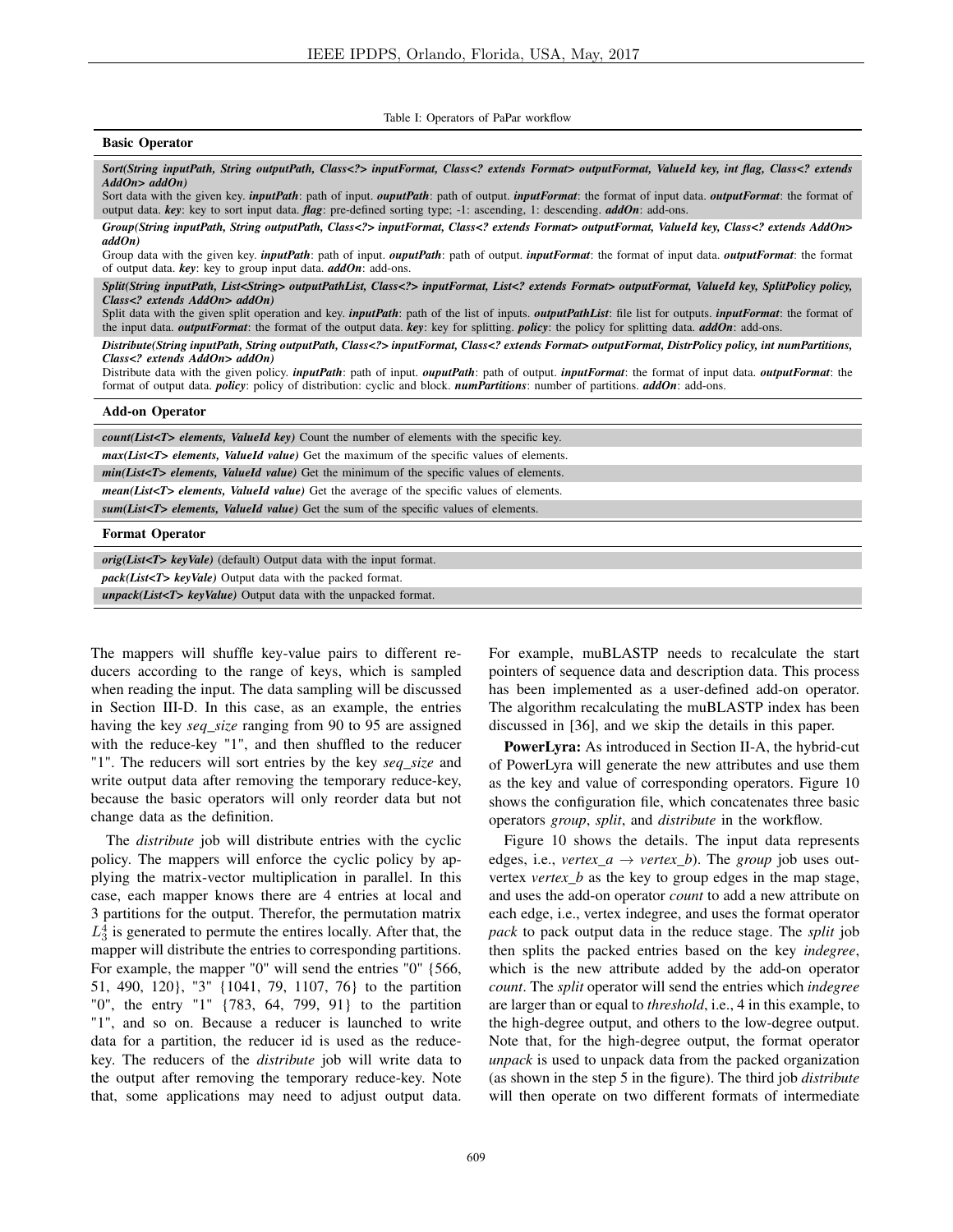Table I: Operators of PaPar workflow

| **Basic Operator** |
| --- |
| ***Sort(String inputPath, String outputPath, Class<?> inputFormat, Class<? extends Format> outputFormat, ValueId key, int flag, Class<? extends AddOn> addOn)*** Sort data with the given key. ***inputPath***: path of input. ***ouputPath***: path of output. ***inputFormat***: the format of input data. ***outputFormat***: the format of output data. ***key***: key to sort input data. ***flag***: pre-defined sorting type; -1: ascending, 1: descending. ***addOn***: add-ons. |
| ***Group(String inputPath, String outputPath, Class<?> inputFormat, Class<? extends Format> outputFormat, ValueId key, Class<? extends AddOn> addOn)*** Group data with the given key. ***inputPath***: path of input. ***ouputPath***: path of output. ***inputFormat***: the format of input data. ***outputFormat***: the format of output data. ***key***: key to group input data. ***addOn***: add-ons. |
| ***Split(String inputPath, List<String> outputPathList, Class<?> inputFormat, List<? extends Format> outputFormat, ValueId key, SplitPolicy policy, Class<? extends AddOn> addOn)*** Split data with the given split operation and key. ***inputPath***: path of the list of inputs. ***outputPathList***: file list for outputs. ***inputFormat***: the format of the input data. ***outputFormat***: the format of the output data. ***key***: key for splitting. ***policy***: the policy for splitting data. ***addOn***: add-ons. |
| ***Distribute(String inputPath, String outputPath, Class<?> inputFormat, Class<? extends Format> outputFormat, DistrPolicy policy, int numPartitions, Class<? extends AddOn> addOn)*** Distribute data with the given policy. ***inputPath***: path of input. ***ouputPath***: path of output. ***inputFormat***: the format of input data. ***outputFormat***: the format of output data. ***policy***: policy of distribution: cyclic and block. ***numPartitions***: number of partitions. ***addOn***: add-ons. |
| **Add-on Operator** |
| ***count(List<T> elements, ValueId key)*** Count the number of elements with the specific key. |
| ***max(List<T> elements, ValueId value)*** Get the maximum of the specific values of elements. |
| ***min(List<T> elements, ValueId value)*** Get the minimum of the specific values of elements. |
| ***mean(List<T> elements, ValueId value)*** Get the average of the specific values of elements. |
| ***sum(List<T> elements, ValueId value)*** Get the sum of the specific values of elements. |
| **Format Operator** |
| ***orig(List<T> keyVale)*** (default) Output data with the input format. |
| ***pack(List<T> keyVale)*** Output data with the packed format. |
| ***unpack(List<T> keyValue)*** Output data with the unpacked format. |

The mappers will shuffle key-value pairs to different reducers according to the range of keys, which is sampled when reading the input. The data sampling will be discussed in Section III-D. In this case, as an example, the entries having the key *seq_size* ranging from 90 to 95 are assigned with the reduce-key "1", and then shuffled to the reducer "1". The reducers will sort entries by the key *seq_size* and write output data after removing the temporary reduce-key, because the basic operators will only reorder data but not change data as the definition.

The *distribute* job will distribute entries with the cyclic policy. The mappers will enforce the cyclic policy by applying the matrix-vector multiplication in parallel. In this case, each mapper knows there are 4 entries at local and 3 partitions for the output. Therefor, the permutation matrix $L_3^4$ is generated to permute the entires locally. After that, the mapper will distribute the entries to corresponding partitions. For example, the mapper "0" will send the entries "0" {566, 51, 490, 120}, "3" {1041, 79, 1107, 76} to the partition "0", the entry "1" {783, 64, 799, 91} to the partition "1", and so on. Because a reducer is launched to write data for a partition, the reducer id is used as the reduce-key. The reducers of the *distribute* job will write data to the output after removing the temporary reduce-key. Note that, some applications may need to adjust output data. For example, muBLASTP needs to recalculate the start pointers of sequence data and description data. This process has been implemented as a user-defined add-on operator. The algorithm recalculating the muBLASTP index has been discussed in [36], and we skip the details in this paper.

**PowerLyra:** As introduced in Section II-A, the hybrid-cut of PowerLyra will generate the new attributes and use them as the key and value of corresponding operators. Figure 10 shows the configuration file, which concatenates three basic operators *group*, *split*, and *distribute* in the workflow.

Figure 10 shows the details. The input data represents edges, i.e., *vertex_a* → *vertex_b*). The *group* job uses out-vertex *vertex_b* as the key to group edges in the map stage, and uses the add-on operator *count* to add a new attribute on each edge, i.e., vertex indegree, and uses the format operator *pack* to pack output data in the reduce stage. The *split* job then splits the packed entries based on the key *indegree*, which is the new attribute added by the add-on operator *count*. The *split* operator will send the entries which *indegree* are larger than or equal to *threshold*, i.e., 4 in this example, to the high-degree output, and others to the low-degree output. Note that, for the high-degree output, the format operator *unpack* is used to unpack data from the packed organization (as shown in the step 5 in the figure). The third job *distribute* will then operate on two different formats of intermediate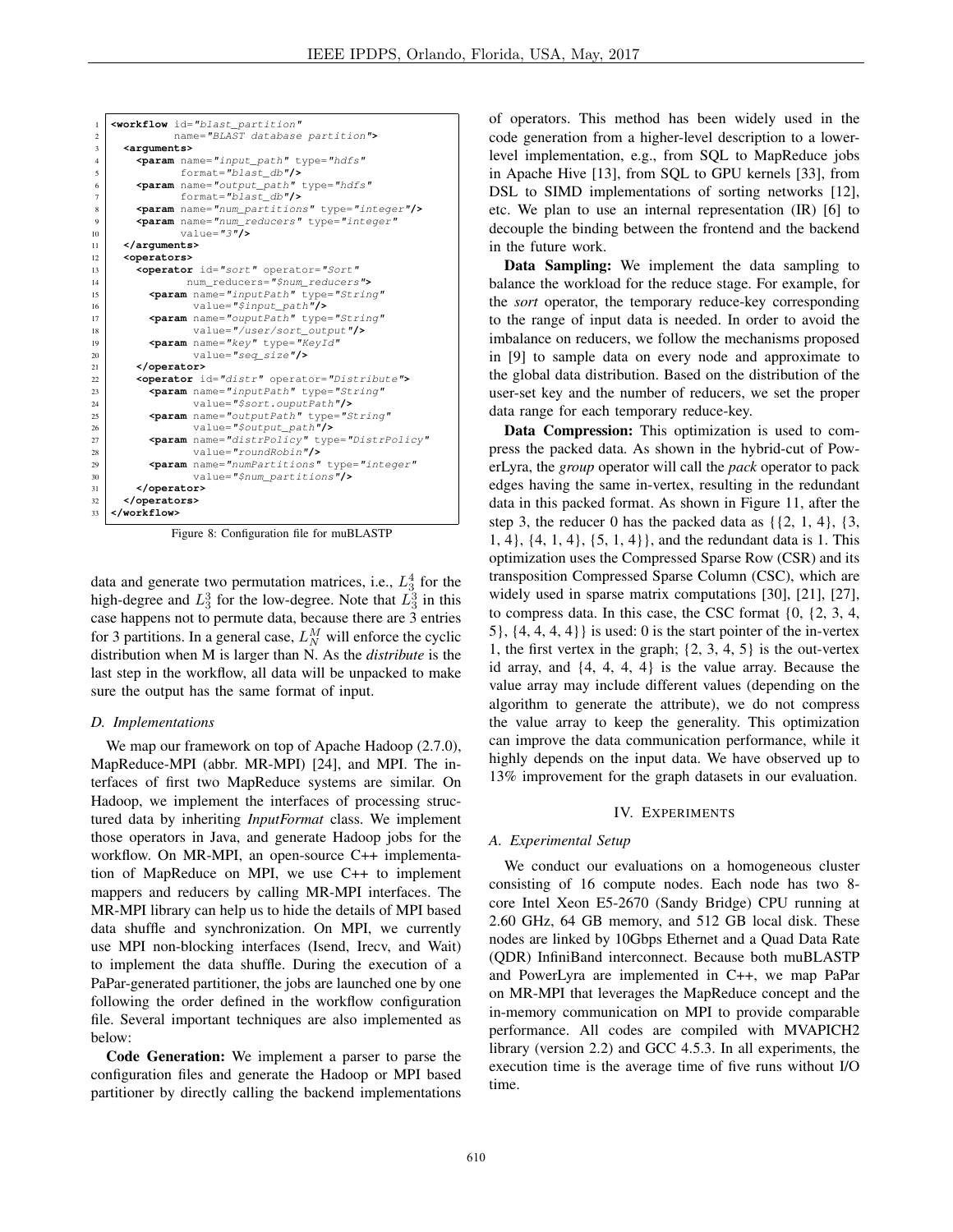```
<workflow id="blast_partition"
          name="BLAST database partition">
  <arguments>
    <param name="input_path" type="hdfs"
           format="blast_db"/>
    <param name="output_path" type="hdfs"
           format="blast_db"/>
    <param name="num_partitions" type="integer"/>
    <param name="num_reducers" type="integer"
           value="3"/>
  </arguments>
  <operators>
    <operator id="sort" operator="Sort"
              num_reducers="$num_reducers">
      <param name="inputPath" type="String"
             value="$input_path"/>
      <param name="ouputPath" type="String"
             value="/user/sort_output"/>
      <param name="key" type="KeyId"
             value="seq_size"/>
    </operator>
    <operator id="distr" operator="Distribute">
      <param name="inputPath" type="String"
             value="$sort.ouputPath"/>
      <param name="outputPath" type="String"
             value="$output_path"/>
      <param name="distrPolicy" type="DistrPolicy"
             value="roundRobin"/>
      <param name="numPartitions" type="integer"
             value="$num_partitions"/>
    </operator>
  </operators>
</workflow>
```

Figure 8: Configuration file for muBLASTP

data and generate two permutation matrices, i.e., $L_3^4$ for the high-degree and $L_3^3$ for the low-degree. Note that $L_3^3$ in this case happens not to permute data, because there are 3 entries for 3 partitions. In a general case, $L_N^M$ will enforce the cyclic distribution when M is larger than N. As the *distribute* is the last step in the workflow, all data will be unpacked to make sure the output has the same format of input.

### D. Implementations

We map our framework on top of Apache Hadoop (2.7.0), MapReduce-MPI (abbr. MR-MPI) [24], and MPI. The interfaces of first two MapReduce systems are similar. On Hadoop, we implement the interfaces of processing structured data by inheriting *InputFormat* class. We implement those operators in Java, and generate Hadoop jobs for the workflow. On MR-MPI, an open-source C++ implementation of MapReduce on MPI, we use C++ to implement mappers and reducers by calling MR-MPI interfaces. The MR-MPI library can help us to hide the details of MPI based data shuffle and synchronization. On MPI, we currently use MPI non-blocking interfaces (Isend, Irecv, and Wait) to implement the data shuffle. During the execution of a PaPar-generated partitioner, the jobs are launched one by one following the order defined in the workflow configuration file. Several important techniques are also implemented as below:

**Code Generation:** We implement a parser to parse the configuration files and generate the Hadoop or MPI based partitioner by directly calling the backend implementations of operators. This method has been widely used in the code generation from a higher-level description to a lower-level implementation, e.g., from SQL to MapReduce jobs in Apache Hive [13], from SQL to GPU kernels [33], from DSL to SIMD implementations of sorting networks [12], etc. We plan to use an internal representation (IR) [6] to decouple the binding between the frontend and the backend in the future work.

**Data Sampling:** We implement the data sampling to balance the workload for the reduce stage. For example, for the *sort* operator, the temporary reduce-key corresponding to the range of input data is needed. In order to avoid the imbalance on reducers, we follow the mechanisms proposed in [9] to sample data on every node and approximate to the global data distribution. Based on the distribution of the user-set key and the number of reducers, we set the proper data range for each temporary reduce-key.

**Data Compression:** This optimization is used to compress the packed data. As shown in the hybrid-cut of PowerLyra, the *group* operator will call the *pack* operator to pack edges having the same in-vertex, resulting in the redundant data in this packed format. As shown in Figure 11, after the step 3, the reducer 0 has the packed data as {{2, 1, 4}, {3, 1, 4}, {4, 1, 4}, {5, 1, 4}}, and the redundant data is 1. This optimization uses the Compressed Sparse Row (CSR) and its transposition Compressed Sparse Column (CSC), which are widely used in sparse matrix computations [30], [21], [27], to compress data. In this case, the CSC format {0, {2, 3, 4, 5}, {4, 4, 4, 4}} is used: 0 is the start pointer of the in-vertex 1, the first vertex in the graph; {2, 3, 4, 5} is the out-vertex id array, and {4, 4, 4, 4} is the value array. Because the value array may include different values (depending on the algorithm to generate the attribute), we do not compress the value array to keep the generality. This optimization can improve the data communication performance, while it highly depends on the input data. We have observed up to 13% improvement for the graph datasets in our evaluation.

## IV. Experiments

### A. Experimental Setup

We conduct our evaluations on a homogeneous cluster consisting of 16 compute nodes. Each node has two 8-core Intel Xeon E5-2670 (Sandy Bridge) CPU running at 2.60 GHz, 64 GB memory, and 512 GB local disk. These nodes are linked by 10Gbps Ethernet and a Quad Data Rate (QDR) InfiniBand interconnect. Because both muBLASTP and PowerLyra are implemented in C++, we map PaPar on MR-MPI that leverages the MapReduce concept and the in-memory communication on MPI to provide comparable performance. All codes are compiled with MVAPICH2 library (version 2.2) and GCC 4.5.3. In all experiments, the execution time is the average time of five runs without I/O time.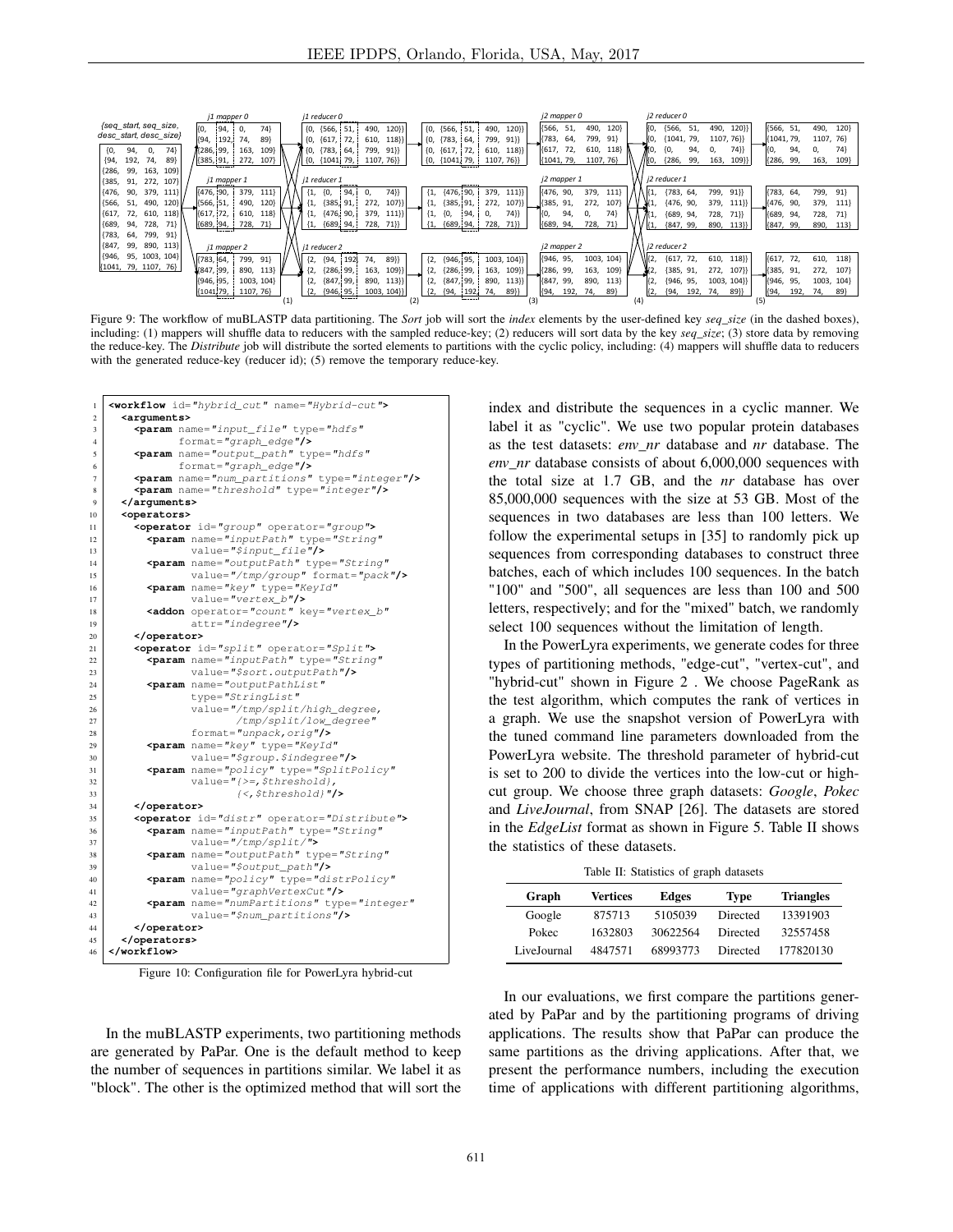Figure 9: The workflow of muBLASTP data partitioning. The *Sort* job will sort the *index* elements by the user-defined key *seq_size* (in the dashed boxes), including: (1) mappers will shuffle data to reducers with the sampled reduce-key; (2) reducers will sort data by the key *seq_size*; (3) store data by removing the reduce-key. The *Distribute* job will distribute the sorted elements to partitions with the cyclic policy, including: (4) mappers will shuffle data to reducers with the generated reduce-key (reducer id); (5) remove the temporary reduce-key.

```
<workflow id="hybrid_cut" name="Hybrid-cut">
  <arguments>
    <param name="input_file" type="hdfs"
           format="graph_edge"/>
    <param name="output_path" type="hdfs"
           format="graph_edge"/>
    <param name="num_partitions" type="integer"/>
    <param name="threshold" type="integer"/>
  </arguments>
  <operators>
    <operator id="group" operator="group">
      <param name="inputPath" type="String"
             value="$input_file"/>
      <param name="outputPath" type="String"
             value="/tmp/group" format="pack"/>
      <param name="key" type="KeyId"
             value="vertex_b"/>
      <addon operator="count" key="vertex_b"
             attr="indegree"/>
    </operator>
    <operator id="split" operator="Split">
      <param name="inputPath" type="String"
             value="$sort.outputPath"/>
      <param name="outputPathList"
             type="StringList"
             value="/tmp/split/high_degree,
                    /tmp/split/low_degree"
             format="unpack,orig"/>
      <param name="key" type="KeyId"
             value="$group.$indegree"/>
      <param name="policy" type="SplitPolicy"
             value="{>=,$threshold},
                    {<,$threshold}"/>
    </operator>
    <operator id="distr" operator="Distribute">
      <param name="inputPath" type="String"
             value="/tmp/split/"/>
      <param name="outputPath" type="String"
             value="$output_path"/>
      <param name="policy" type="distrPolicy"
             value="graphVertexCut"/>
      <param name="numPartitions" type="integer"
             value="$num_partitions"/>
    </operator>
  </operators>
</workflow>
```

Figure 10: Configuration file for PowerLyra hybrid-cut

In the muBLASTP experiments, two partitioning methods are generated by PaPar. One is the default method to keep the number of sequences in partitions similar. We label it as "block". The other is the optimized method that will sort the index and distribute the sequences in a cyclic manner. We label it as "cyclic". We use two popular protein databases as the test datasets: *env_nr* database and *nr* database. The *env_nr* database consists of about 6,000,000 sequences with the total size at 1.7 GB, and the *nr* database has over 85,000,000 sequences with the size at 53 GB. Most of the sequences in two databases are less than 100 letters. We follow the experimental setups in [35] to randomly pick up sequences from corresponding databases to construct three batches, each of which includes 100 sequences. In the batch "100" and "500", all sequences are less than 100 and 500 letters, respectively; and for the "mixed" batch, we randomly select 100 sequences without the limitation of length.

In the PowerLyra experiments, we generate codes for three types of partitioning methods, "edge-cut", "vertex-cut", and "hybrid-cut" shown in Figure 2 . We choose PageRank as the test algorithm, which computes the rank of vertices in a graph. We use the snapshot version of PowerLyra with the tuned command line parameters downloaded from the PowerLyra website. The threshold parameter of hybrid-cut is set to 200 to divide the vertices into the low-cut or high-cut group. We choose three graph datasets: *Google*, *Pokec* and *LiveJournal*, from SNAP [26]. The datasets are stored in the *EdgeList* format as shown in Figure 5. Table II shows the statistics of these datasets.

Table II: Statistics of graph datasets

| Graph | Vertices | Edges | Type | Triangles |
|---|---|---|---|---|
| Google | 875713 | 5105039 | Directed | 13391903 |
| Pokec | 1632803 | 30622564 | Directed | 32557458 |
| LiveJournal | 4847571 | 68993773 | Directed | 177820130 |

In our evaluations, we first compare the partitions generated by PaPar and by the partitioning programs of driving applications. The results show that PaPar can produce the same partitions as the driving applications. After that, we present the performance numbers, including the execution time of applications with different partitioning algorithms,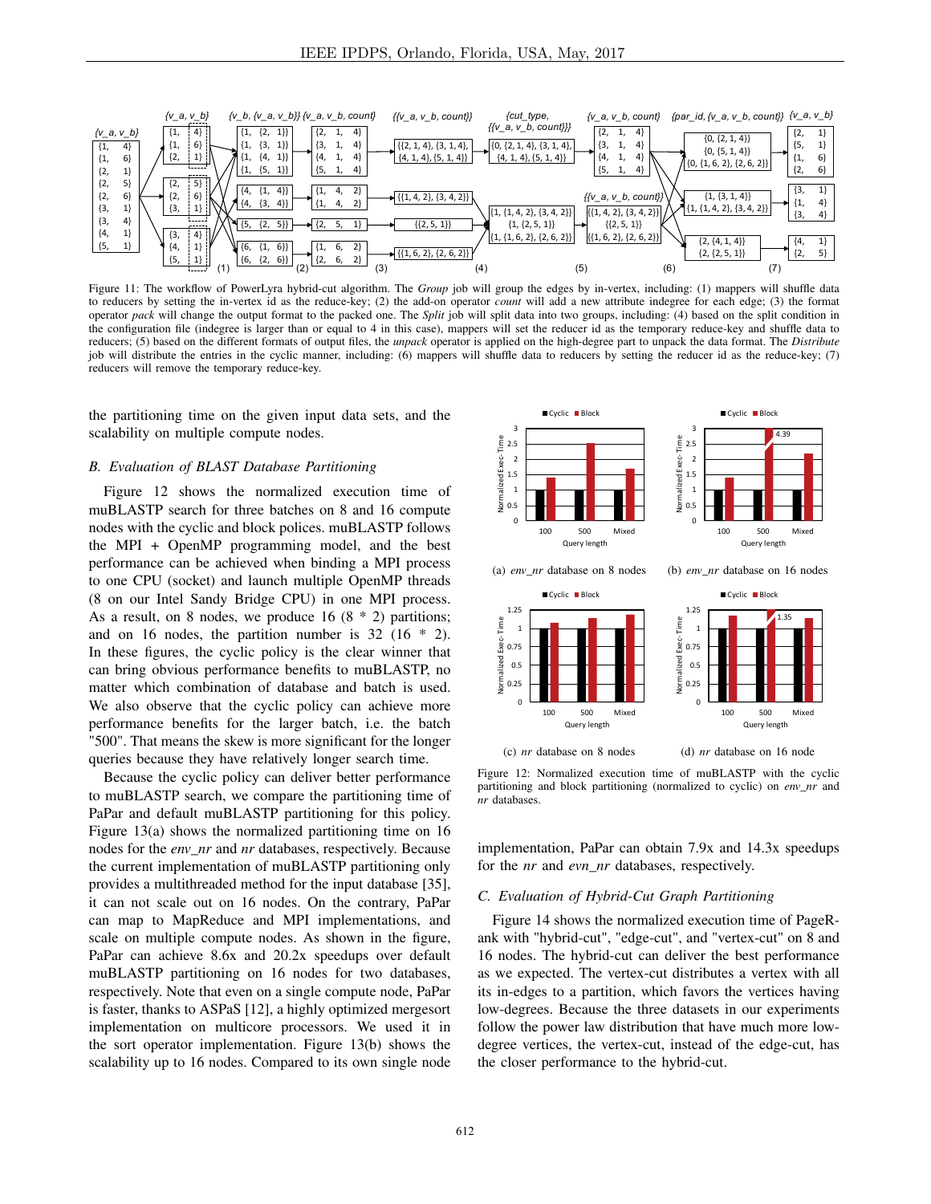Figure 11: The workflow of PowerLyra hybrid-cut algorithm. The *Group* job will group the edges by in-vertex, including: (1) mappers will shuffle data to reducers by setting the in-vertex id as the reduce-key; (2) the add-on operator *count* will add a new attribute indegree for each edge; (3) the format operator *pack* will change the output format to the packed one. The *Split* job will split data into two groups, including: (4) based on the split condition in the configuration file (indegree is larger than or equal to 4 in this case), mappers will set the reducer id as the temporary reduce-key and shuffle data to reducers; (5) based on the different formats of output files, the *unpack* operator is applied on the high-degree part to unpack the data format. The *Distribute* job will distribute the entries in the cyclic manner, including: (6) mappers will shuffle data to reducers by setting the reducer id as the reduce-key; (7) reducers will remove the temporary reduce-key.

the partitioning time on the given input data sets, and the scalability on multiple compute nodes.

### B. Evaluation of BLAST Database Partitioning

Figure 12 shows the normalized execution time of muBLASTP search for three batches on 8 and 16 compute nodes with the cyclic and block polices. muBLASTP follows the MPI + OpenMP programming model, and the best performance can be achieved when binding a MPI process to one CPU (socket) and launch multiple OpenMP threads (8 on our Intel Sandy Bridge CPU) in one MPI process. As a result, on 8 nodes, we produce 16 (8 * 2) partitions; and on 16 nodes, the partition number is 32 (16 * 2). In these figures, the cyclic policy is the clear winner that can bring obvious performance benefits to muBLASTP, no matter which combination of database and batch is used. We also observe that the cyclic policy can achieve more performance benefits for the larger batch, i.e. the batch "500". That means the skew is more significant for the longer queries because they have relatively longer search time.

Because the cyclic policy can deliver better performance to muBLASTP search, we compare the partitioning time of PaPar and default muBLASTP partitioning for this policy. Figure 13(a) shows the normalized partitioning time on 16 nodes for the *env_nr* and *nr* databases, respectively. Because the current implementation of muBLASTP partitioning only provides a multithreaded method for the input database [35], it can not scale out on 16 nodes. On the contrary, PaPar can map to MapReduce and MPI implementations, and scale on multiple compute nodes. As shown in the figure, PaPar can achieve 8.6x and 20.2x speedups over default muBLASTP partitioning on 16 nodes for two databases, respectively. Note that even on a single compute node, PaPar is faster, thanks to ASPaS [12], a highly optimized mergesort implementation on multicore processors. We used it in the sort operator implementation. Figure 13(b) shows the scalability up to 16 nodes. Compared to its own single node implementation, PaPar can obtain 7.9x and 14.3x speedups for the *nr* and *evn_nr* databases, respectively.

(a) *env_nr* database on 8 nodes (b) *env_nr* database on 16 nodes

(c) *nr* database on 8 nodes (d) *nr* database on 16 node

Figure 12: Normalized execution time of muBLASTP with the cyclic partitioning and block partitioning (normalized to cyclic) on *env_nr* and *nr* databases.

### C. Evaluation of Hybrid-Cut Graph Partitioning

Figure 14 shows the normalized execution time of PageRank with "hybrid-cut", "edge-cut", and "vertex-cut" on 8 and 16 nodes. The hybrid-cut can deliver the best performance as we expected. The vertex-cut distributes a vertex with all its in-edges to a partition, which favors the vertices having low-degrees. Because the three datasets in our experiments follow the power law distribution that have much more low-degree vertices, the vertex-cut, instead of the edge-cut, has the closer performance to the hybrid-cut.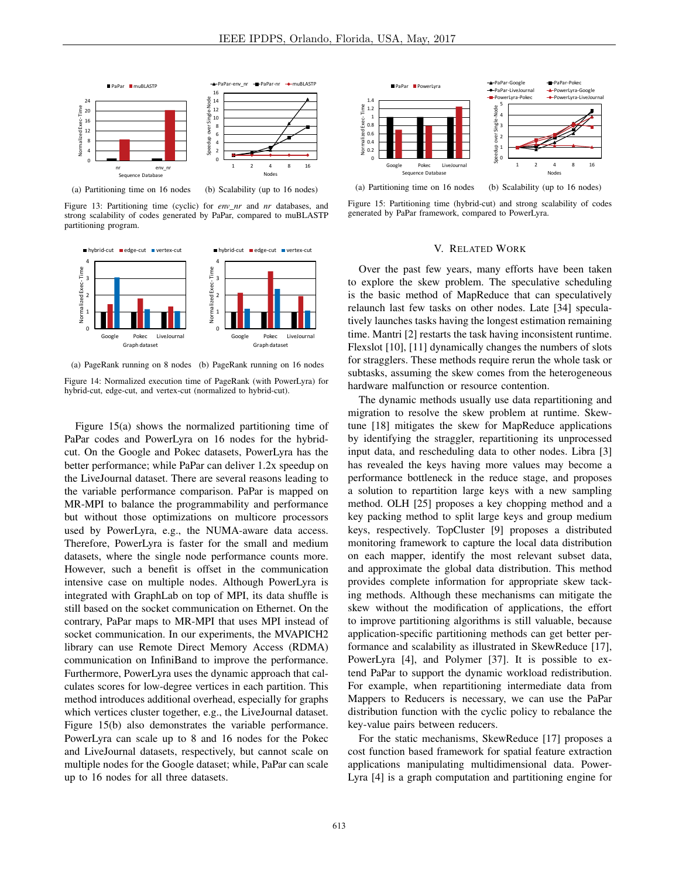(a) Partitioning time on 16 nodes (b) Scalability (up to 16 nodes)

Figure 13: Partitioning time (cyclic) for *env_nr* and *nr* databases, and strong scalability of codes generated by PaPar, compared to muBLASTP partitioning program.

(a) PageRank running on 8 nodes (b) PageRank running on 16 nodes

Figure 14: Normalized execution time of PageRank (with PowerLyra) for hybrid-cut, edge-cut, and vertex-cut (normalized to hybrid-cut).

Figure 15(a) shows the normalized partitioning time of PaPar codes and PowerLyra on 16 nodes for the hybrid-cut. On the Google and Pokec datasets, PowerLyra has the better performance; while PaPar can deliver 1.2x speedup on the LiveJournal dataset. There are several reasons leading to the variable performance comparison. PaPar is mapped on MR-MPI to balance the programmability and performance but without those optimizations on multicore processors used by PowerLyra, e.g., the NUMA-aware data access. Therefore, PowerLyra is faster for the small and medium datasets, where the single node performance counts more. However, such a benefit is offset in the communication intensive case on multiple nodes. Although PowerLyra is integrated with GraphLab on top of MPI, its data shuffle is still based on the socket communication on Ethernet. On the contrary, PaPar maps to MR-MPI that uses MPI instead of socket communication. In our experiments, the MVAPICH2 library can use Remote Direct Memory Access (RDMA) communication on InfiniBand to improve the performance. Furthermore, PowerLyra uses the dynamic approach that calculates scores for low-degree vertices in each partition. This method introduces additional overhead, especially for graphs which vertices cluster together, e.g., the LiveJournal dataset. Figure 15(b) also demonstrates the variable performance. PowerLyra can scale up to 8 and 16 nodes for the Pokec and LiveJournal datasets, respectively, but cannot scale on multiple nodes for the Google dataset; while, PaPar can scale up to 16 nodes for all three datasets.

(a) Partitioning time on 16 nodes (b) Scalability (up to 16 nodes)

Figure 15: Partitioning time (hybrid-cut) and strong scalability of codes generated by PaPar framework, compared to PowerLyra.

## V. Related Work

Over the past few years, many efforts have been taken to explore the skew problem. The speculative scheduling is the basic method of MapReduce that can speculatively relaunch last few tasks on other nodes. Late [34] speculatively launches tasks having the longest estimation remaining time. Mantri [2] restarts the task having inconsistent runtime. Flexslot [10], [11] dynamically changes the numbers of slots for stragglers. These methods require rerun the whole task or subtasks, assuming the skew comes from the heterogeneous hardware malfunction or resource contention.

The dynamic methods usually use data repartitioning and migration to resolve the skew problem at runtime. Skewtune [18] mitigates the skew for MapReduce applications by identifying the straggler, repartitioning its unprocessed input data, and rescheduling data to other nodes. Libra [3] has revealed the keys having more values may become a performance bottleneck in the reduce stage, and proposes a solution to repartition large keys with a new sampling method. OLH [25] proposes a key chopping method and a key packing method to split large keys and group medium keys, respectively. TopCluster [9] proposes a distributed monitoring framework to capture the local data distribution on each mapper, identify the most relevant subset data, and approximate the global data distribution. This method provides complete information for appropriate skew tackling methods. Although these mechanisms can mitigate the skew without the modification of applications, the effort to improve partitioning algorithms is still valuable, because application-specific partitioning methods can get better performance and scalability as illustrated in SkewReduce [17], PowerLyra [4], and Polymer [37]. It is possible to extend PaPar to support the dynamic workload redistribution. For example, when repartitioning intermediate data from Mappers to Reducers is necessary, we can use the PaPar distribution function with the cyclic policy to rebalance the key-value pairs between reducers.

For the static mechanisms, SkewReduce [17] proposes a cost function based framework for spatial feature extraction applications manipulating multidimensional data. PowerLyra [4] is a graph computation and partitioning engine for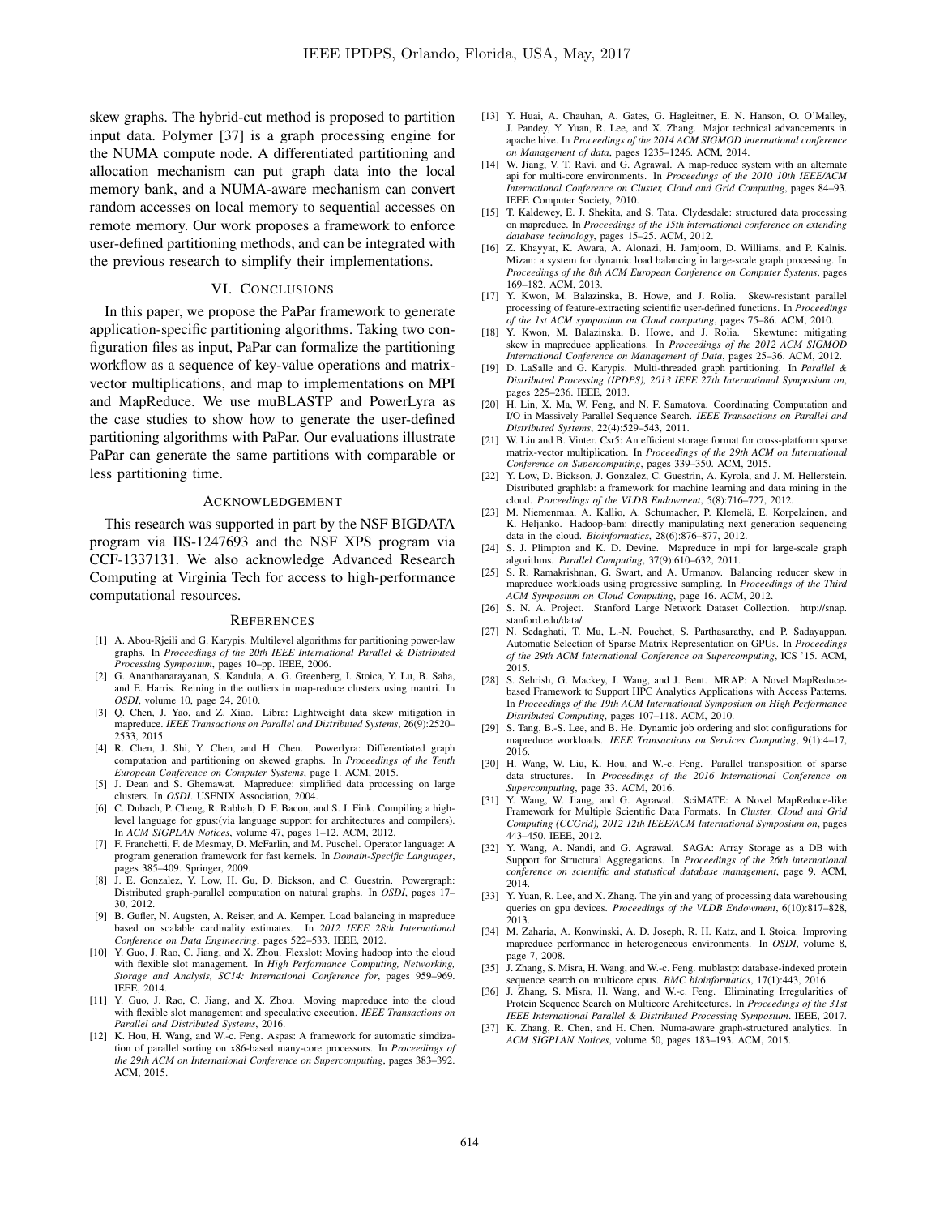skew graphs. The hybrid-cut method is proposed to partition input data. Polymer [37] is a graph processing engine for the NUMA compute node. A differentiated partitioning and allocation mechanism can put graph data into the local memory bank, and a NUMA-aware mechanism can convert random accesses on local memory to sequential accesses on remote memory. Our work proposes a framework to enforce user-defined partitioning methods, and can be integrated with the previous research to simplify their implementations.

## VI. Conclusions

In this paper, we propose the PaPar framework to generate application-specific partitioning algorithms. Taking two configuration files as input, PaPar can formalize the partitioning workflow as a sequence of key-value operations and matrix-vector multiplications, and map to implementations on MPI and MapReduce. We use muBLASTP and PowerLyra as the case studies to show how to generate the user-defined partitioning algorithms with PaPar. Our evaluations illustrate PaPar can generate the same partitions with comparable or less partitioning time.

## Acknowledgement

This research was supported in part by the NSF BIGDATA program via IIS-1247693 and the NSF XPS program via CCF-1337131. We also acknowledge Advanced Research Computing at Virginia Tech for access to high-performance computational resources.

## References

[1] A. Abou-Rjeili and G. Karypis. Multilevel algorithms for partitioning power-law graphs. In *Proceedings of the 20th IEEE International Parallel & Distributed Processing Symposium*, pages 10–pp. IEEE, 2006.

[2] G. Ananthanarayanan, S. Kandula, A. G. Greenberg, I. Stoica, Y. Lu, B. Saha, and E. Harris. Reining in the outliers in map-reduce clusters using mantri. In *OSDI*, volume 10, page 24, 2010.

[3] Q. Chen, J. Yao, and Z. Xiao. Libra: Lightweight data skew mitigation in mapreduce. *IEEE Transactions on Parallel and Distributed Systems*, 26(9):2520–2533, 2015.

[4] R. Chen, J. Shi, Y. Chen, and H. Chen. Powerlyra: Differentiated graph computation and partitioning on skewed graphs. In *Proceedings of the Tenth European Conference on Computer Systems*, page 1. ACM, 2015.

[5] J. Dean and S. Ghemawat. Mapreduce: simplified data processing on large clusters. In *OSDI*. USENIX Association, 2004.

[6] C. Dubach, P. Cheng, R. Rabbah, D. F. Bacon, and S. J. Fink. Compiling a high-level language for gpus:(via language support for architectures and compilers). In *ACM SIGPLAN Notices*, volume 47, pages 1–12. ACM, 2012.

[7] F. Franchetti, F. de Mesmay, D. McFarlin, and M. Püschel. Operator language: A program generation framework for fast kernels. In *Domain-Specific Languages*, pages 385–409. Springer, 2009.

[8] J. E. Gonzalez, Y. Low, H. Gu, D. Bickson, and C. Guestrin. Powergraph: Distributed graph-parallel computation on natural graphs. In *OSDI*, pages 17–30, 2012.

[9] B. Gufler, N. Augsten, A. Reiser, and A. Kemper. Load balancing in mapreduce based on scalable cardinality estimates. In *2012 IEEE 28th International Conference on Data Engineering*, pages 522–533. IEEE, 2012.

[10] Y. Guo, J. Rao, C. Jiang, and X. Zhou. Flexslot: Moving hadoop into the cloud with flexible slot management. In *High Performance Computing, Networking, Storage and Analysis, SC14: International Conference for*, pages 959–969. IEEE, 2014.

[11] Y. Guo, J. Rao, C. Jiang, and X. Zhou. Moving mapreduce into the cloud with flexible slot management and speculative execution. *IEEE Transactions on Parallel and Distributed Systems*, 2016.

[12] K. Hou, H. Wang, and W.-c. Feng. Aspas: A framework for automatic simdization of parallel sorting on x86-based many-core processors. In *Proceedings of the 29th ACM on International Conference on Supercomputing*, pages 383–392. ACM, 2015.

[13] Y. Huai, A. Chauhan, A. Gates, G. Hagleitner, E. N. Hanson, O. O'Malley, J. Pandey, Y. Yuan, R. Lee, and X. Zhang. Major technical advancements in apache hive. In *Proceedings of the 2014 ACM SIGMOD international conference on Management of data*, pages 1235–1246. ACM, 2014.

[14] W. Jiang, V. T. Ravi, and G. Agrawal. A map-reduce system with an alternate api for multi-core environments. In *Proceedings of the 2010 10th IEEE/ACM International Conference on Cluster, Cloud and Grid Computing*, pages 84–93. IEEE Computer Society, 2010.

[15] T. Kaldewey, E. J. Shekita, and S. Tata. Clydesdale: structured data processing on mapreduce. In *Proceedings of the 15th international conference on extending database technology*, pages 15–25. ACM, 2012.

[16] Z. Khayyat, K. Awara, A. Alonazi, H. Jamjoom, D. Williams, and P. Kalnis. Mizan: a system for dynamic load balancing in large-scale graph processing. In *Proceedings of the 8th ACM European Conference on Computer Systems*, pages 169–182. ACM, 2013.

[17] Y. Kwon, M. Balazinska, B. Howe, and J. Rolia. Skew-resistant parallel processing of feature-extracting scientific user-defined functions. In *Proceedings of the 1st ACM symposium on Cloud computing*, pages 75–86. ACM, 2010.

[18] Y. Kwon, M. Balazinska, B. Howe, and J. Rolia. Skewtune: mitigating skew in mapreduce applications. In *Proceedings of the 2012 ACM SIGMOD International Conference on Management of Data*, pages 25–36. ACM, 2012.

[19] D. LaSalle and G. Karypis. Multi-threaded graph partitioning. In *Parallel & Distributed Processing (IPDPS), 2013 IEEE 27th International Symposium on*, pages 225–236. IEEE, 2013.

[20] H. Lin, X. Ma, W. Feng, and N. F. Samatova. Coordinating Computation and I/O in Massively Parallel Sequence Search. *IEEE Transactions on Parallel and Distributed Systems*, 22(4):529–543, 2011.

[21] W. Liu and B. Vinter. Csr5: An efficient storage format for cross-platform sparse matrix-vector multiplication. In *Proceedings of the 29th ACM on International Conference on Supercomputing*, pages 339–350. ACM, 2015.

[22] Y. Low, D. Bickson, J. Gonzalez, C. Guestrin, A. Kyrola, and J. M. Hellerstein. Distributed graphlab: a framework for machine learning and data mining in the cloud. *Proceedings of the VLDB Endowment*, 5(8):716–727, 2012.

[23] M. Niemenmaa, A. Kallio, A. Schumacher, P. Klemelä, E. Korpelainen, and K. Heljanko. Hadoop-bam: directly manipulating next generation sequencing data in the cloud. *Bioinformatics*, 28(6):876–877, 2012.

[24] S. J. Plimpton and K. D. Devine. Mapreduce in mpi for large-scale graph algorithms. *Parallel Computing*, 37(9):610–632, 2011.

[25] S. R. Ramakrishnan, G. Swart, and A. Urmanov. Balancing reducer skew in mapreduce workloads using progressive sampling. In *Proceedings of the Third ACM Symposium on Cloud Computing*, page 16. ACM, 2012.

[26] S. N. A. Project. Stanford Large Network Dataset Collection. http://snap.stanford.edu/data/.

[27] N. Sedaghati, T. Mu, L.-N. Pouchet, S. Parthasarathy, and P. Sadayappan. Automatic Selection of Sparse Matrix Representation on GPUs. In *Proceedings of the 29th ACM International Conference on Supercomputing*, ICS '15. ACM, 2015.

[28] S. Sehrish, G. Mackey, J. Wang, and J. Bent. MRAP: A Novel MapReduce-based Framework to Support HPC Analytics Applications with Access Patterns. In *Proceedings of the 19th ACM International Symposium on High Performance Distributed Computing*, pages 107–118. ACM, 2010.

[29] S. Tang, B.-S. Lee, and B. He. Dynamic job ordering and slot configurations for mapreduce workloads. *IEEE Transactions on Services Computing*, 9(1):4–17, 2016.

[30] H. Wang, W. Liu, K. Hou, and W.-c. Feng. Parallel transposition of sparse data structures. In *Proceedings of the 2016 International Conference on Supercomputing*, page 33. ACM, 2016.

[31] Y. Wang, W. Jiang, and G. Agrawal. SciMATE: A Novel MapReduce-like Framework for Multiple Scientific Data Formats. In *Cluster, Cloud and Grid Computing (CCGrid), 2012 12th IEEE/ACM International Symposium on*, pages 443–450. IEEE, 2012.

[32] Y. Wang, A. Nandi, and G. Agrawal. SAGA: Array Storage as a DB with Support for Structural Aggregations. In *Proceedings of the 26th international conference on scientific and statistical database management*, page 9. ACM, 2014.

[33] Y. Yuan, R. Lee, and X. Zhang. The yin and yang of processing data warehousing queries on gpu devices. *Proceedings of the VLDB Endowment*, 6(10):817–828, 2013.

[34] M. Zaharia, A. Konwinski, A. D. Joseph, R. H. Katz, and I. Stoica. Improving mapreduce performance in heterogeneous environments. In *OSDI*, volume 8, page 7, 2008.

[35] J. Zhang, S. Misra, H. Wang, and W.-c. Feng. mublastp: database-indexed protein sequence search on multicore cpus. *BMC bioinformatics*, 17(1):443, 2016.

[36] J. Zhang, S. Misra, H. Wang, and W.-c. Feng. Eliminating Irregularities of Protein Sequence Search on Multicore Architectures. In *Proceedings of the 31st IEEE International Parallel & Distributed Processing Symposium*. IEEE, 2017.

[37] K. Zhang, R. Chen, and H. Chen. Numa-aware graph-structured analytics. In *ACM SIGPLAN Notices*, volume 50, pages 183–193. ACM, 2015.